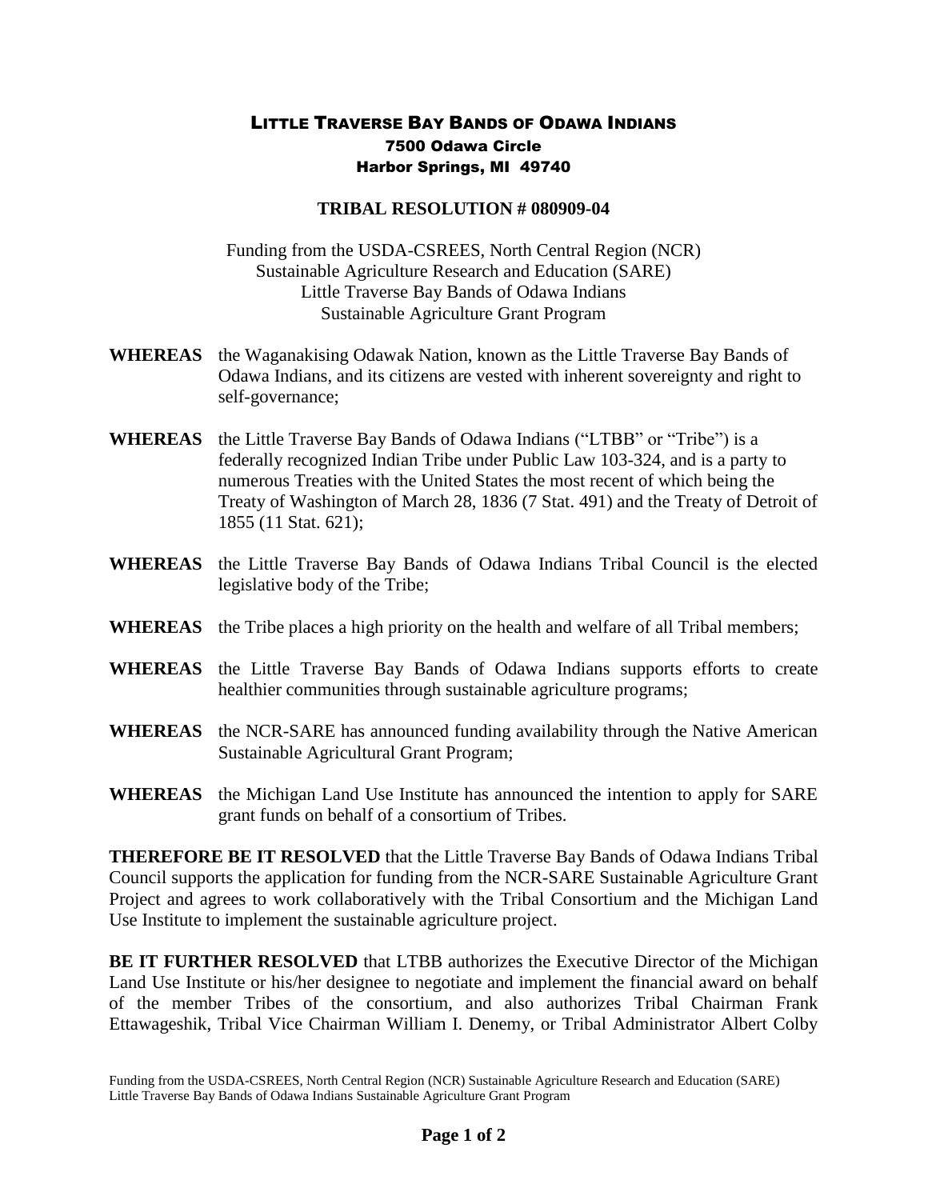# LITTLE TRAVERSE BAY BANDS OF ODAWA INDIANS

7500 Odawa Circle
Harbor Springs, MI 49740

## TRIBAL RESOLUTION # 080909-04

Funding from the USDA-CSREES, North Central Region (NCR)
Sustainable Agriculture Research and Education (SARE)
Little Traverse Bay Bands of Odawa Indians
Sustainable Agriculture Grant Program

**WHEREAS** the Waganakising Odawak Nation, known as the Little Traverse Bay Bands of Odawa Indians, and its citizens are vested with inherent sovereignty and right to self-governance;

**WHEREAS** the Little Traverse Bay Bands of Odawa Indians ("LTBB" or "Tribe") is a federally recognized Indian Tribe under Public Law 103-324, and is a party to numerous Treaties with the United States the most recent of which being the Treaty of Washington of March 28, 1836 (7 Stat. 491) and the Treaty of Detroit of 1855 (11 Stat. 621);

**WHEREAS** the Little Traverse Bay Bands of Odawa Indians Tribal Council is the elected legislative body of the Tribe;

**WHEREAS** the Tribe places a high priority on the health and welfare of all Tribal members;

**WHEREAS** the Little Traverse Bay Bands of Odawa Indians supports efforts to create healthier communities through sustainable agriculture programs;

**WHEREAS** the NCR-SARE has announced funding availability through the Native American Sustainable Agricultural Grant Program;

**WHEREAS** the Michigan Land Use Institute has announced the intention to apply for SARE grant funds on behalf of a consortium of Tribes.

**THEREFORE BE IT RESOLVED** that the Little Traverse Bay Bands of Odawa Indians Tribal Council supports the application for funding from the NCR-SARE Sustainable Agriculture Grant Project and agrees to work collaboratively with the Tribal Consortium and the Michigan Land Use Institute to implement the sustainable agriculture project.

**BE IT FURTHER RESOLVED** that LTBB authorizes the Executive Director of the Michigan Land Use Institute or his/her designee to negotiate and implement the financial award on behalf of the member Tribes of the consortium, and also authorizes Tribal Chairman Frank Ettawageshik, Tribal Vice Chairman William I. Denemy, or Tribal Administrator Albert Colby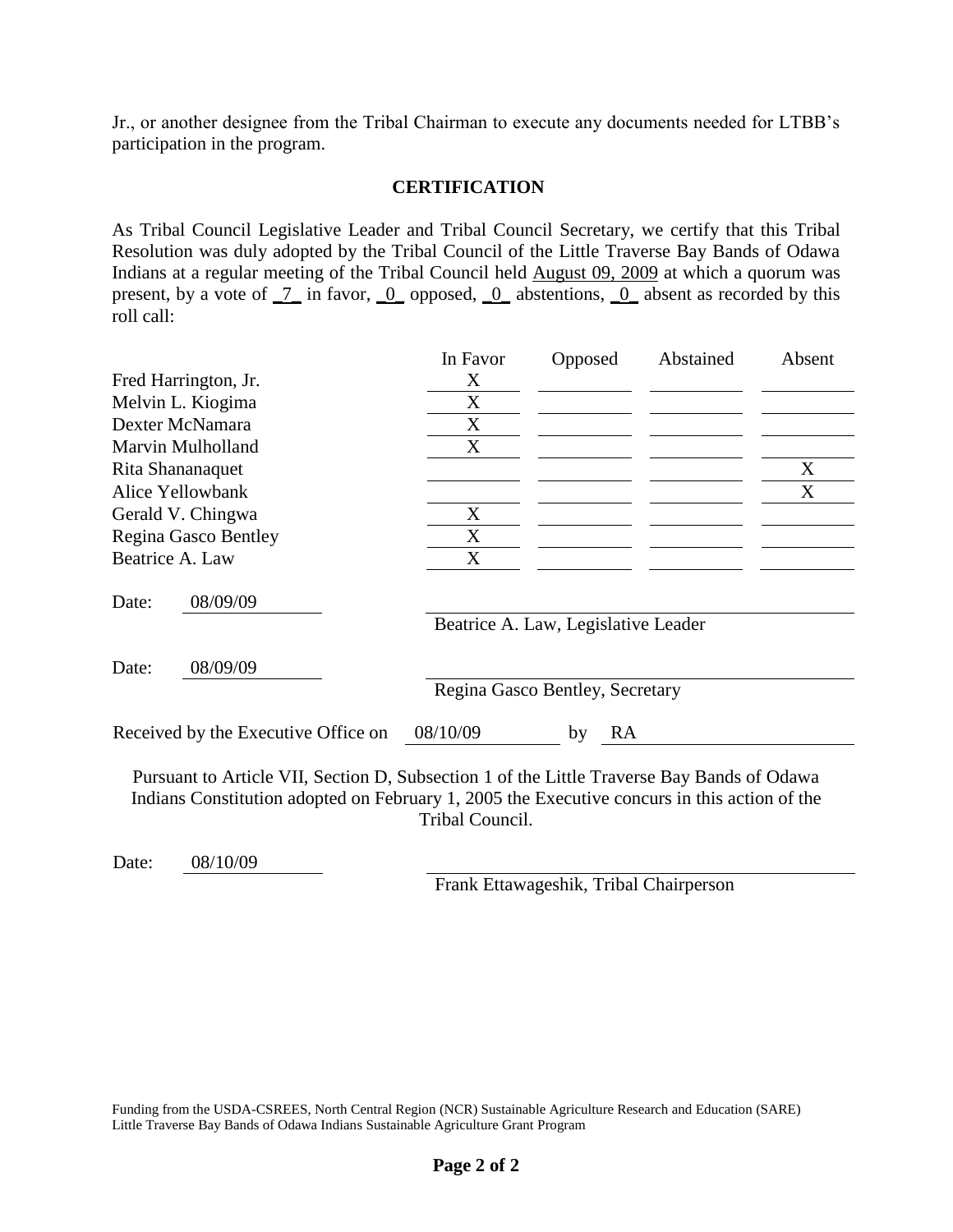Jr., or another designee from the Tribal Chairman to execute any documents needed for LTBB's participation in the program.

## CERTIFICATION

As Tribal Council Legislative Leader and Tribal Council Secretary, we certify that this Tribal Resolution was duly adopted by the Tribal Council of the Little Traverse Bay Bands of Odawa Indians at a regular meeting of the Tribal Council held August 09, 2009 at which a quorum was present, by a vote of 7 in favor, 0 opposed, 0 abstentions, 0 absent as recorded by this roll call:

| | In Favor | Opposed | Abstained | Absent |
|---|---|---|---|---|
| Fred Harrington, Jr. | X | | | |
| Melvin L. Kiogima | X | | | |
| Dexter McNamara | X | | | |
| Marvin Mulholland | X | | | |
| Rita Shananaquet | | | | X |
| Alice Yellowbank | | | | X |
| Gerald V. Chingwa | X | | | |
| Regina Gasco Bentley | X | | | |
| Beatrice A. Law | X | | | |

Date: 08/09/09

Beatrice A. Law, Legislative Leader

Date: 08/09/09

Regina Gasco Bentley, Secretary

Received by the Executive Office on 08/10/09 by RA

Pursuant to Article VII, Section D, Subsection 1 of the Little Traverse Bay Bands of Odawa Indians Constitution adopted on February 1, 2005 the Executive concurs in this action of the Tribal Council.

Date: 08/10/09

Frank Ettawageshik, Tribal Chairperson

Funding from the USDA-CSREES, North Central Region (NCR) Sustainable Agriculture Research and Education (SARE)
Little Traverse Bay Bands of Odawa Indians Sustainable Agriculture Grant Program